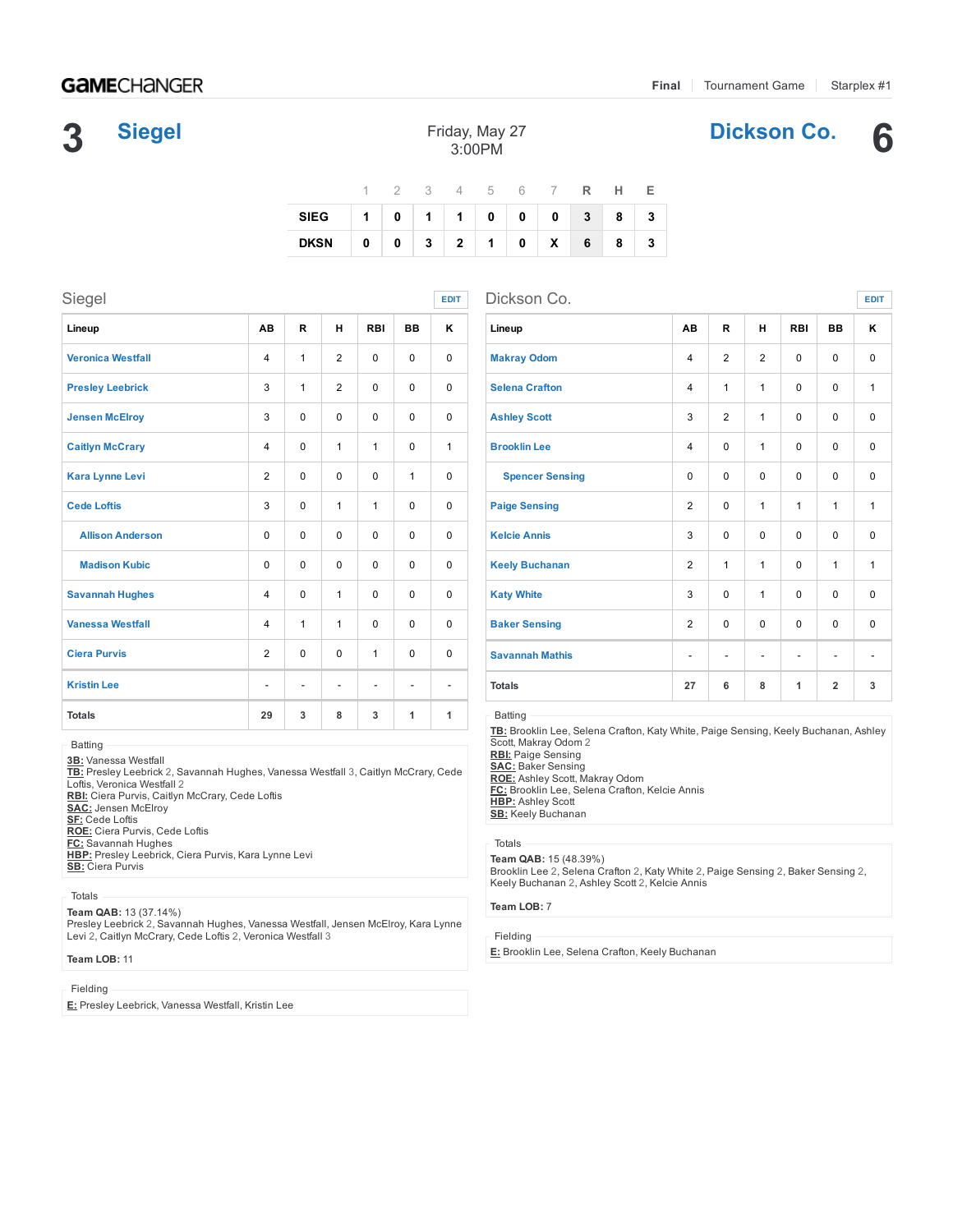**GAMECHANGER** | Final | Tournament Game | Starplex #1

# 3 Siegel — Dickson Co. 6

Friday, May 27
3:00PM

| | 1 | 2 | 3 | 4 | 5 | 6 | 7 | R | H | E |
|---|---|---|---|---|---|---|---|---|---|---|
| SIEG | 1 | 0 | 1 | 1 | 0 | 0 | 0 | 3 | 8 | 3 |
| DKSN | 0 | 0 | 3 | 2 | 1 | 0 | X | 6 | 8 | 3 |

## Siegel

| Lineup | AB | R | H | RBI | BB | K |
|---|---|---|---|---|---|---|
| Veronica Westfall | 4 | 1 | 2 | 0 | 0 | 0 |
| Presley Leebrick | 3 | 1 | 2 | 0 | 0 | 0 |
| Jensen McElroy | 3 | 0 | 0 | 0 | 0 | 0 |
| Caitlyn McCrary | 4 | 0 | 1 | 1 | 0 | 1 |
| Kara Lynne Levi | 2 | 0 | 0 | 0 | 1 | 0 |
| Cede Loftis | 3 | 0 | 1 | 1 | 0 | 0 |
| Allison Anderson | 0 | 0 | 0 | 0 | 0 | 0 |
| Madison Kubic | 0 | 0 | 0 | 0 | 0 | 0 |
| Savannah Hughes | 4 | 0 | 1 | 0 | 0 | 0 |
| Vanessa Westfall | 4 | 1 | 1 | 0 | 0 | 0 |
| Ciera Purvis | 2 | 0 | 0 | 1 | 0 | 0 |
| Kristin Lee | - | - | - | - | - | - |
| Totals | 29 | 3 | 8 | 3 | 1 | 1 |

**Batting**

**3B:** Vanessa Westfall
**TB:** Presley Leebrick 2, Savannah Hughes, Vanessa Westfall 3, Caitlyn McCrary, Cede Loftis, Veronica Westfall 2
**RBI:** Ciera Purvis, Caitlyn McCrary, Cede Loftis
**SAC:** Jensen McElroy
**SF:** Cede Loftis
**ROE:** Ciera Purvis, Cede Loftis
**FC:** Savannah Hughes
**HBP:** Presley Leebrick, Ciera Purvis, Kara Lynne Levi
**SB:** Ciera Purvis

**Totals**

**Team QAB:** 13 (37.14%)
Presley Leebrick 2, Savannah Hughes, Vanessa Westfall, Jensen McElroy, Kara Lynne Levi 2, Caitlyn McCrary, Cede Loftis 2, Veronica Westfall 3

**Team LOB:** 11

**Fielding**

**E:** Presley Leebrick, Vanessa Westfall, Kristin Lee

## Dickson Co.

| Lineup | AB | R | H | RBI | BB | K |
|---|---|---|---|---|---|---|
| Makray Odom | 4 | 2 | 2 | 0 | 0 | 0 |
| Selena Crafton | 4 | 1 | 1 | 0 | 0 | 1 |
| Ashley Scott | 3 | 2 | 1 | 0 | 0 | 0 |
| Brooklin Lee | 4 | 0 | 1 | 0 | 0 | 0 |
| Spencer Sensing | 0 | 0 | 0 | 0 | 0 | 0 |
| Paige Sensing | 2 | 0 | 1 | 1 | 1 | 1 |
| Kelcie Annis | 3 | 0 | 0 | 0 | 0 | 0 |
| Keely Buchanan | 2 | 1 | 1 | 0 | 1 | 1 |
| Katy White | 3 | 0 | 1 | 0 | 0 | 0 |
| Baker Sensing | 2 | 0 | 0 | 0 | 0 | 0 |
| Savannah Mathis | - | - | - | - | - | - |
| Totals | 27 | 6 | 8 | 1 | 2 | 3 |

**Batting**

**TB:** Brooklin Lee, Selena Crafton, Katy White, Paige Sensing, Keely Buchanan, Ashley Scott, Makray Odom 2
**RBI:** Paige Sensing
**SAC:** Baker Sensing
**ROE:** Ashley Scott, Makray Odom
**FC:** Brooklin Lee, Selena Crafton, Kelcie Annis
**HBP:** Ashley Scott
**SB:** Keely Buchanan

**Totals**

**Team QAB:** 15 (48.39%)
Brooklin Lee 2, Selena Crafton 2, Katy White 2, Paige Sensing 2, Baker Sensing 2, Keely Buchanan 2, Ashley Scott 2, Kelcie Annis

**Team LOB:** 7

**Fielding**

**E:** Brooklin Lee, Selena Crafton, Keely Buchanan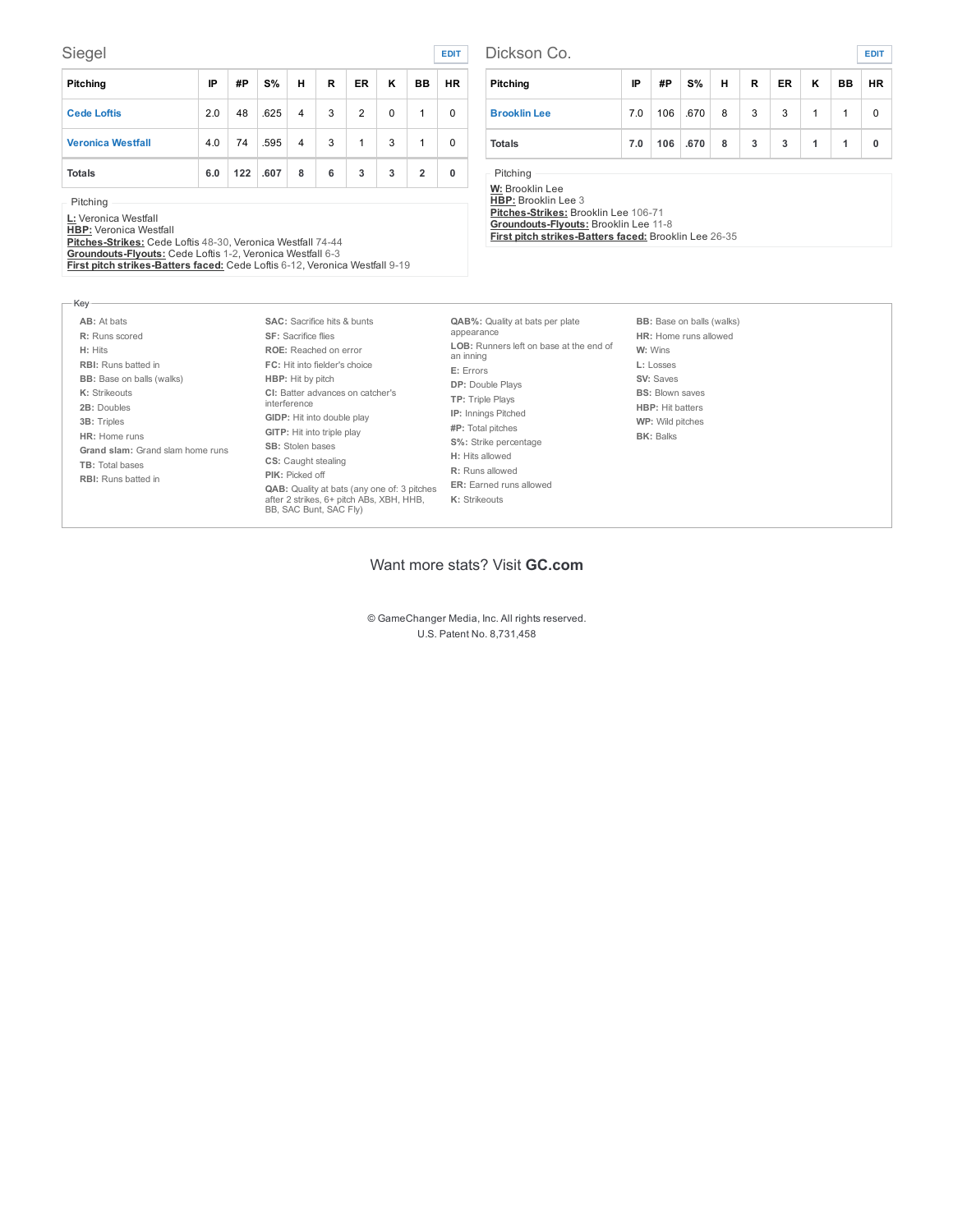## Siegel

| Pitching | IP | #P | S% | H | R | ER | K | BB | HR |
|---|---|---|---|---|---|---|---|---|---|
| Cede Loftis | 2.0 | 48 | .625 | 4 | 3 | 2 | 0 | 1 | 0 |
| Veronica Westfall | 4.0 | 74 | .595 | 4 | 3 | 1 | 3 | 1 | 0 |
| **Totals** | **6.0** | **122** | **.607** | **8** | **6** | **3** | **3** | **2** | **0** |

Pitching

**L:** Veronica Westfall
**HBP:** Veronica Westfall
**Pitches-Strikes:** Cede Loftis 48-30, Veronica Westfall 74-44
**Groundouts-Flyouts:** Cede Loftis 1-2, Veronica Westfall 6-3
**First pitch strikes-Batters faced:** Cede Loftis 6-12, Veronica Westfall 9-19

## Dickson Co.

| Pitching | IP | #P | S% | H | R | ER | K | BB | HR |
|---|---|---|---|---|---|---|---|---|---|
| Brooklin Lee | 7.0 | 106 | .670 | 8 | 3 | 3 | 1 | 1 | 0 |
| **Totals** | **7.0** | **106** | **.670** | **8** | **3** | **3** | **1** | **1** | **0** |

Pitching

**W:** Brooklin Lee
**HBP:** Brooklin Lee 3
**Pitches-Strikes:** Brooklin Lee 106-71
**Groundouts-Flyouts:** Brooklin Lee 11-8
**First pitch strikes-Batters faced:** Brooklin Lee 26-35

Key

- **AB:** At bats
- **R:** Runs scored
- **H:** Hits
- **RBI:** Runs batted in
- **BB:** Base on balls (walks)
- **K:** Strikeouts
- **2B:** Doubles
- **3B:** Triples
- **HR:** Home runs
- **Grand slam:** Grand slam home runs
- **TB:** Total bases
- **RBI:** Runs batted in
- **SAC:** Sacrifice hits & bunts
- **SF:** Sacrifice flies
- **ROE:** Reached on error
- **FC:** Hit into fielder's choice
- **HBP:** Hit by pitch
- **CI:** Batter advances on catcher's interference
- **GIDP:** Hit into double play
- **GITP:** Hit into triple play
- **SB:** Stolen bases
- **CS:** Caught stealing
- **PIK:** Picked off
- **QAB:** Quality at bats (any one of: 3 pitches after 2 strikes, 6+ pitch ABs, XBH, HHB, BB, SAC Bunt, SAC Fly)
- **QAB%:** Quality at bats per plate appearance
- **LOB:** Runners left on base at the end of an inning
- **E:** Errors
- **DP:** Double Plays
- **TP:** Triple Plays
- **IP:** Innings Pitched
- **#P:** Total pitches
- **S%:** Strike percentage
- **H:** Hits allowed
- **R:** Runs allowed
- **ER:** Earned runs allowed
- **K:** Strikeouts
- **BB:** Base on balls (walks)
- **HR:** Home runs allowed
- **W:** Wins
- **L:** Losses
- **SV:** Saves
- **BS:** Blown saves
- **HBP:** Hit batters
- **WP:** Wild pitches
- **BK:** Balks

Want more stats? Visit **GC.com**

© GameChanger Media, Inc. All rights reserved.
U.S. Patent No. 8,731,458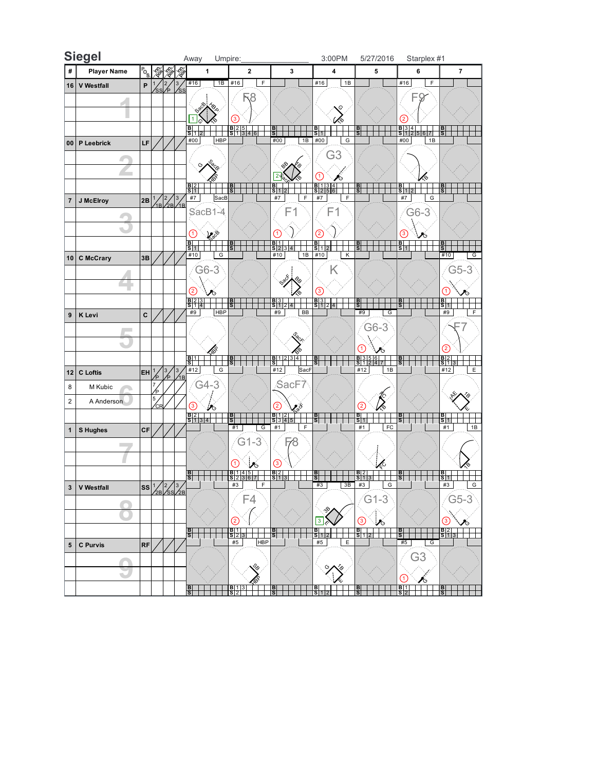# Siegel

Away Umpire:________________ 3:00PM 5/27/2016 Starplex #1

| # | Player Name | Pos. | Inn. Pos | Inn. Pos | Inn. Pos | 1 | 2 | 3 | 4 | 5 | 6 | 7 |
|---|---|---|---|---|---|---|---|---|---|---|---|---|
| 16 | V Westfall | P | 1 SS | 2 P | 3 SS | #16 1B; SacB, HBP, 1B | #16 F; F8 (3) | | #16 1B; G, 1B | | #16 F; F9 (2) | |
| 00 | P Leebrick | LF | | | | #00 HBP; G, SacB, HBP | | #00 1B; BB, 1B, SacB, 1B | #00 G; G3 (1) | | #00 1B; 1B | |
| 7 | J McElroy | 2B | 1 1B | 2 2B | 3 1B | #7 SacB; SacB1-4 (1) | | #7 F; F1 (1) | #7 F; F1 (2) | | #7 G; G6-3 (3) | |
| 10 | C McCrary | 3B | | | | #10 G; G6-3 (2) | | #10 1B; SacF, BB, 1B | #10 K; K (3) | | | #10 G; G5-3 (1) |
| 9 | K Levi | C | | | | #9 HBP; HBP | | #9 BB; SacF, BB | | #9 G; G6-3 (1) | | #9 F; F7 (2) |
| 12 | C Loftis | EH | 1 P | 3 P | 3 1B | #12 G; G4-3 (3) | | #12 SacF; SacF7 (2) | | #12 1B; FC, 1B (2) | | #12 E; AE, 1B, E |
| 8 | M Kubic | | 7 P | | | | | | | | | |
| 2 | A Anderson | | 5 CR | | | | | | | | | |
| 1 | S Hughes | CF | | | | | #1 G; G1-3 (1) | #1 F; F8 (3) | | #1 FC; FC | | #1 1B; 1B |
| 3 | V Westfall | SS | 1 2B | 2 SS | 3 2B | | #3 F; F4 (2) | | #3 3B; 3B, F | #3 G; G1-3 (3) | | #3 G; G5-3 (3) |
| 5 | C Purvis | RF | | | | | #5 HBP; SB, HBP | | #5 E; G, 1B, E | | #5 G; G3 (1) | |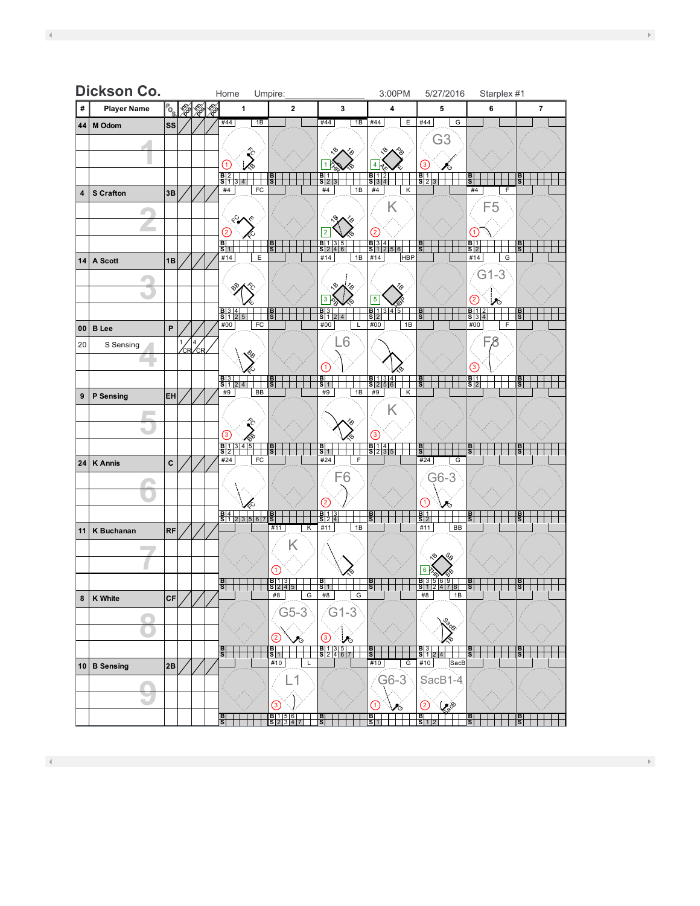# Dickson Co.

Home Umpire:________________ 3:00PM 5/27/2016 Starplex #1

| # | Player Name | Pos | 1 | 2 | 3 | 4 | 5 | 6 | 7 |
|---|---|---|---|---|---|---|---|---|---|
| 44 | M Odom | SS | #44 1B FC 1B (1) B 2 S 1 3 4 | | #44 1B 1B 1B THR (1) B 1 S 2 3 | #44 E 1B PB AE E (4) B 1 2 S 3 4 | #44 G G3 G (3) B 1 S 2 3 | | |
| 4 | S Crafton | 3B | #4 FC FC E FC (2) B S 1 | | #4 1B 1B 1B 1B (2) B 1 3 5 S 2 4 6 | #4 K K (2) B 3 4 S 1 2 5 6 | | #4 F F5 (1) B 1 S 2 | |
| 14 | A Scott | 1B | #14 E BB FC E B 3 4 S 1 2 5 | | #14 1B 1B 1B PB 1B (3) B 3 S 1 2 4 | #14 HBP 1B HBP (5) B 1 3 4 5 S 2 | | #14 G G1-3 G (2) B 1 2 S 3 4 | |
| 00 | B Lee | P | #00 FC BB FC B 3 S 1 2 4 | | #00 L L6 (1) B S 1 | #00 1B 1B B 1 3 4 S 2 5 6 | | #00 F F8 (3) B 1 S 2 | |
| 20 | S Sensing | 1 CR / 4 CR | | | | | | | |
| 9 | P Sensing | EH | #9 BB FC BB (3) B 1 3 4 5 S 2 | | #9 1B 1B 1B B S 1 | #9 K K (3) B 1 4 S 2 3 5 | | | |
| 24 | K Annis | C | #24 FC FC B 4 S 1 2 3 5 6 7 | | #24 F F6 (2) B 1 3 S 2 4 | | #24 G G6-3 G (1) B 1 S 2 | | |
| 11 | K Buchanan | RF | | #11 K K (1) B 1 3 S 2 4 5 | #11 1B 1B B S 1 | | #11 BB 1B SB THR BB (6) B 3 5 6 9 S 1 2 4 7 8 | | |
| 8 | K White | CF | | #8 G G5-3 G (2) B S 1 | #8 G G1-3 G (3) B 1 3 5 S 2 4 6 7 | | #8 1B SacB 1B B 3 S 1 2 4 | | |
| 10 | B Sensing | 2B | | #10 L L1 (3) B 1 5 6 S 2 3 4 7 | | #10 G G6-3 G (1) B S 1 | #10 SacB SacB1-4 SacB 1B (2) B S 1 2 | | |